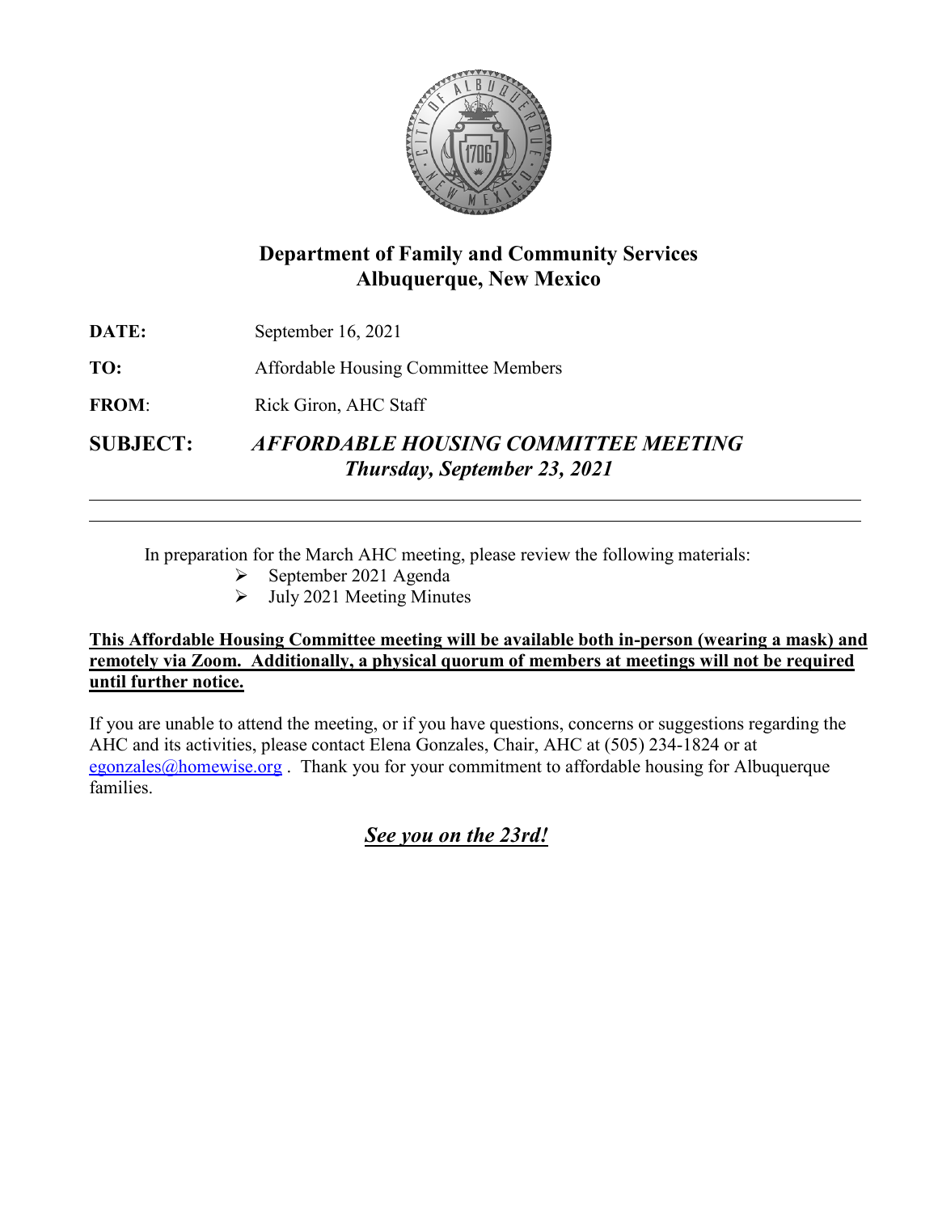## Department of Family and Community Services
## Albuquerque, New Mexico

**DATE:** September 16, 2021

**TO:** Affordable Housing Committee Members

**FROM:** Rick Giron, AHC Staff

**SUBJECT:** ***AFFORDABLE HOUSING COMMITTEE MEETING***
***Thursday, September 23, 2021***

---

In preparation for the March AHC meeting, please review the following materials:

- September 2021 Agenda
- July 2021 Meeting Minutes

**This Affordable Housing Committee meeting will be available both in-person (wearing a mask) and remotely via Zoom. Additionally, a physical quorum of members at meetings will not be required until further notice.**

If you are unable to attend the meeting, or if you have questions, concerns or suggestions regarding the AHC and its activities, please contact Elena Gonzales, Chair, AHC at (505) 234-1824 or at egonzales@homewise.org . Thank you for your commitment to affordable housing for Albuquerque families.

***See you on the 23rd!***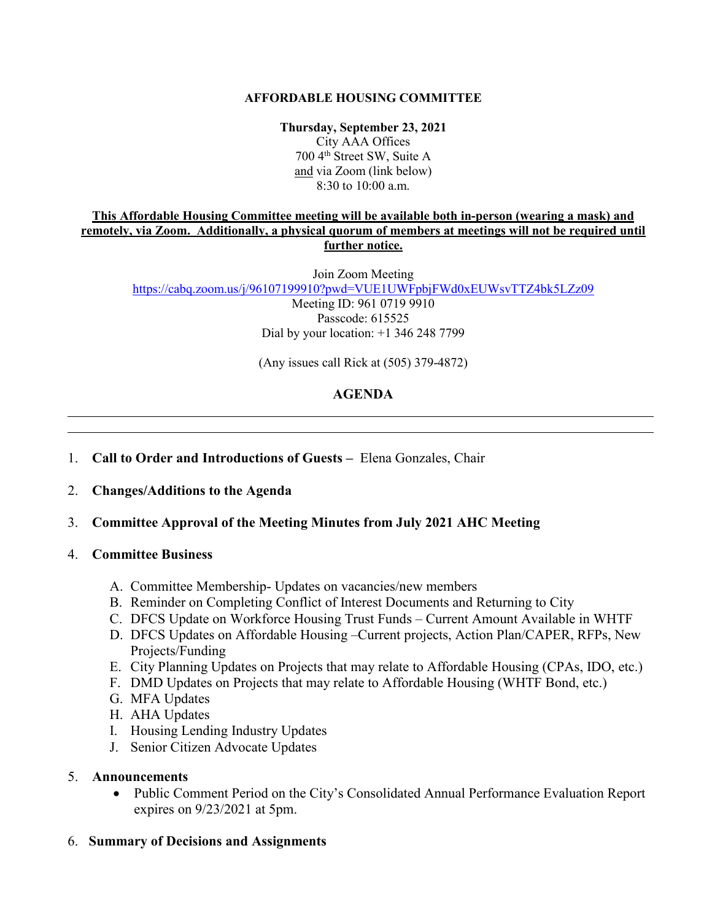**AFFORDABLE HOUSING COMMITTEE**

**Thursday, September 23, 2021**
City AAA Offices
700 4th Street SW, Suite A
and via Zoom (link below)
8:30 to 10:00 a.m.

**This Affordable Housing Committee meeting will be available both in-person (wearing a mask) and remotely, via Zoom. Additionally, a physical quorum of members at meetings will not be required until further notice.**

Join Zoom Meeting
https://cabq.zoom.us/j/96107199910?pwd=VUE1UWFpbjFWd0xEUWsvTTZ4bk5LZz09
Meeting ID: 961 0719 9910
Passcode: 615525
Dial by your location: +1 346 248 7799

(Any issues call Rick at (505) 379-4872)

## AGENDA

---

1. **Call to Order and Introductions of Guests –** Elena Gonzales, Chair

2. **Changes/Additions to the Agenda**

3. **Committee Approval of the Meeting Minutes from July 2021 AHC Meeting**

4. **Committee Business**

   A. Committee Membership- Updates on vacancies/new members
   B. Reminder on Completing Conflict of Interest Documents and Returning to City
   C. DFCS Update on Workforce Housing Trust Funds – Current Amount Available in WHTF
   D. DFCS Updates on Affordable Housing –Current projects, Action Plan/CAPER, RFPs, New Projects/Funding
   E. City Planning Updates on Projects that may relate to Affordable Housing (CPAs, IDO, etc.)
   F. DMD Updates on Projects that may relate to Affordable Housing (WHTF Bond, etc.)
   G. MFA Updates
   H. AHA Updates
   I. Housing Lending Industry Updates
   J. Senior Citizen Advocate Updates

5. **Announcements**
   - Public Comment Period on the City's Consolidated Annual Performance Evaluation Report expires on 9/23/2021 at 5pm.

6. **Summary of Decisions and Assignments**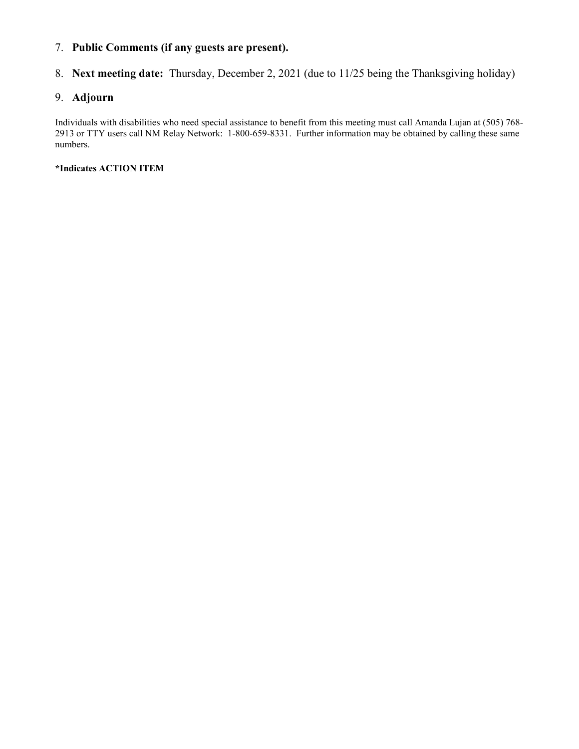7. **Public Comments (if any guests are present).**

8. **Next meeting date:** Thursday, December 2, 2021 (due to 11/25 being the Thanksgiving holiday)

9. **Adjourn**

Individuals with disabilities who need special assistance to benefit from this meeting must call Amanda Lujan at (505) 768-2913 or TTY users call NM Relay Network: 1-800-659-8331. Further information may be obtained by calling these same numbers.

**\*Indicates ACTION ITEM**